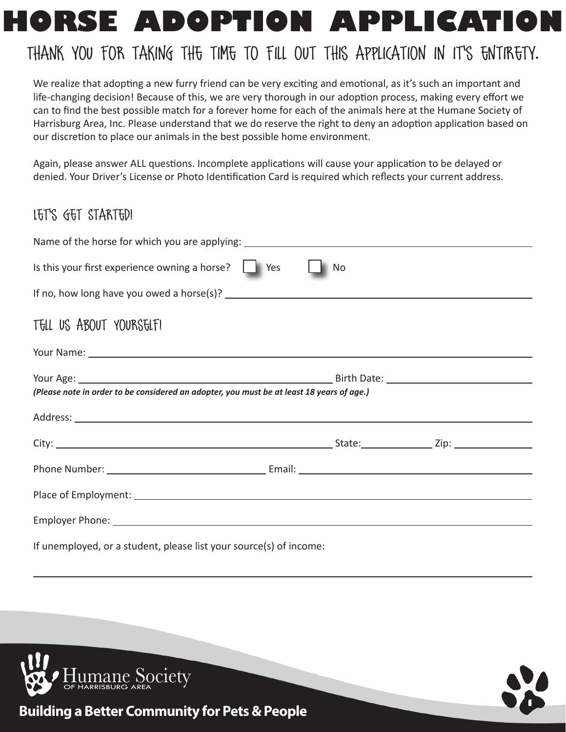# HORSE ADOPTION APPLICATION

## THANK YOU FOR TAKING THE TIME TO FILL OUT THIS APPLICATION IN IT'S ENTIRETY.

We realize that adopting a new furry friend can be very exciting and emotional, as it's such an important and life-changing decision! Because of this, we are very thorough in our adoption process, making every effort we can to find the best possible match for a forever home for each of the animals here at the Humane Society of Harrisburg Area, Inc. Please understand that we do reserve the right to deny an adoption application based on our discretion to place our animals in the best possible home environment.

Again, please answer ALL questions. Incomplete applications will cause your application to be delayed or denied. Your Driver's License or Photo Identification Card is required which reflects your current address.

### LET'S GET STARTED!

Name of the horse for which you are applying: ____________________

Is this your first experience owning a horse? ☐ Yes ☐ No

If no, how long have you owed a horse(s)? ____________________

### TELL US ABOUT YOURSELF!

Your Name: ____________________

Your Age: ____________________ Birth Date: ____________________

***(Please note in order to be considered an adopter, you must be at least 18 years of age.)***

Address: ____________________

City: ____________________ State: __________ Zip: __________

Phone Number: ____________________ Email: ____________________

Place of Employment: ____________________

Employer Phone: ____________________

If unemployed, or a student, please list your source(s) of income:

____________________

Humane Society OF HARRISBURG AREA

**Building a Better Community for Pets & People**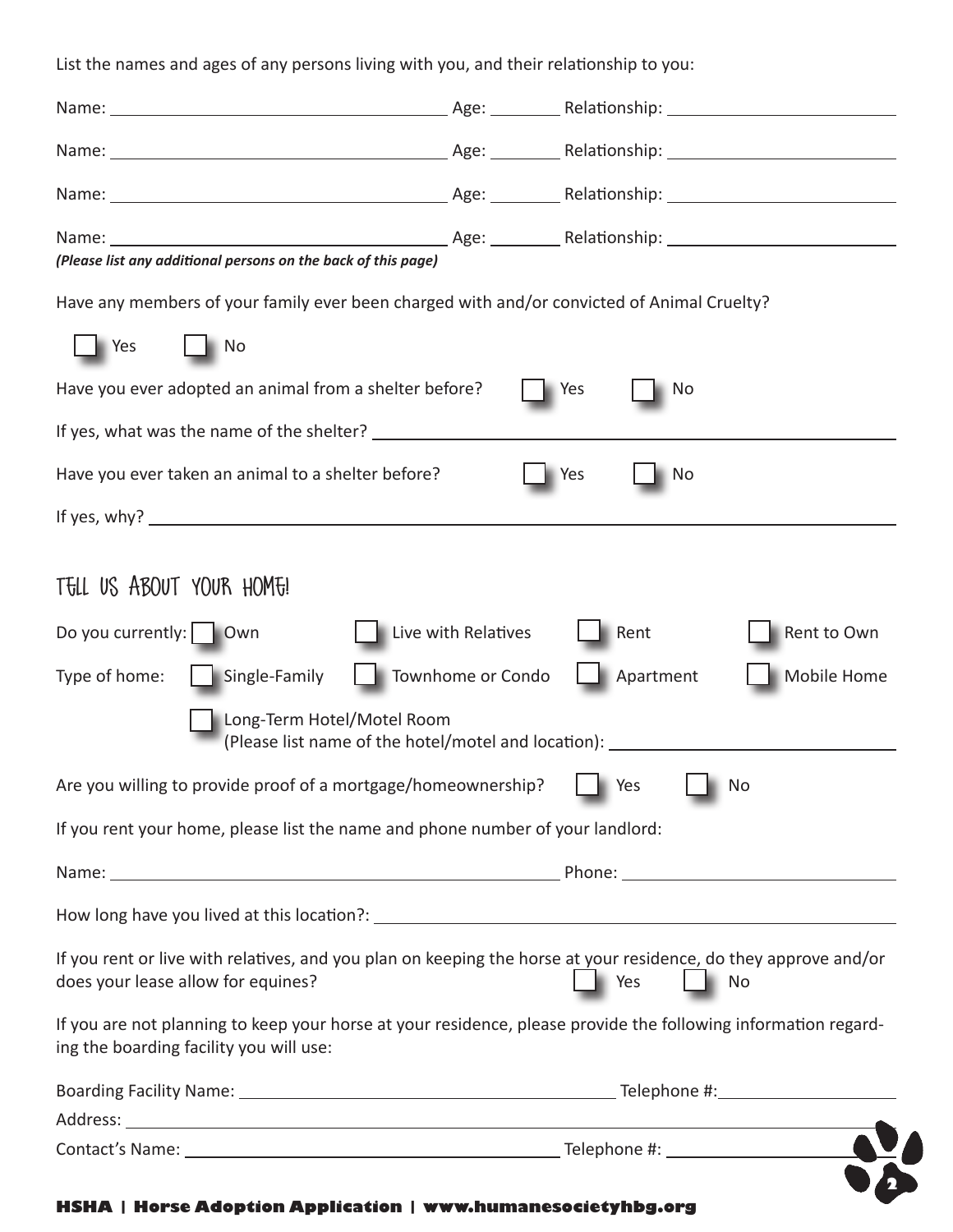List the names and ages of any persons living with you, and their relationship to you:

Name: ______________________________ Age: ________ Relationship: ______________________

Name: ______________________________ Age: ________ Relationship: ______________________

Name: ______________________________ Age: ________ Relationship: ______________________

Name: ______________________________ Age: ________ Relationship: ______________________

***(Please list any additional persons on the back of this page)***

Have any members of your family ever been charged with and/or convicted of Animal Cruelty?

☐ Yes ☐ No

Have you ever adopted an animal from a shelter before? ☐ Yes ☐ No

If yes, what was the name of the shelter? ______________________________

Have you ever taken an animal to a shelter before? ☐ Yes ☐ No

If yes, why? ______________________________

## TELL US ABOUT YOUR HOME!

Do you currently: ☐ Own ☐ Live with Relatives ☐ Rent ☐ Rent to Own

Type of home: ☐ Single-Family ☐ Townhome or Condo ☐ Apartment ☐ Mobile Home

☐ Long-Term Hotel/Motel Room
(Please list name of the hotel/motel and location): ______________________________

Are you willing to provide proof of a mortgage/homeownership? ☐ Yes ☐ No

If you rent your home, please list the name and phone number of your landlord:

Name: ______________________________ Phone: ______________________

How long have you lived at this location?: ______________________________

If you rent or live with relatives, and you plan on keeping the horse at your residence, do they approve and/or does your lease allow for equines? ☐ Yes ☐ No

If you are not planning to keep your horse at your residence, please provide the following information regarding the boarding facility you will use:

Boarding Facility Name: ______________________________ Telephone #: ______________________

Address: ______________________________

Contact's Name: ______________________________ Telephone #: ______________________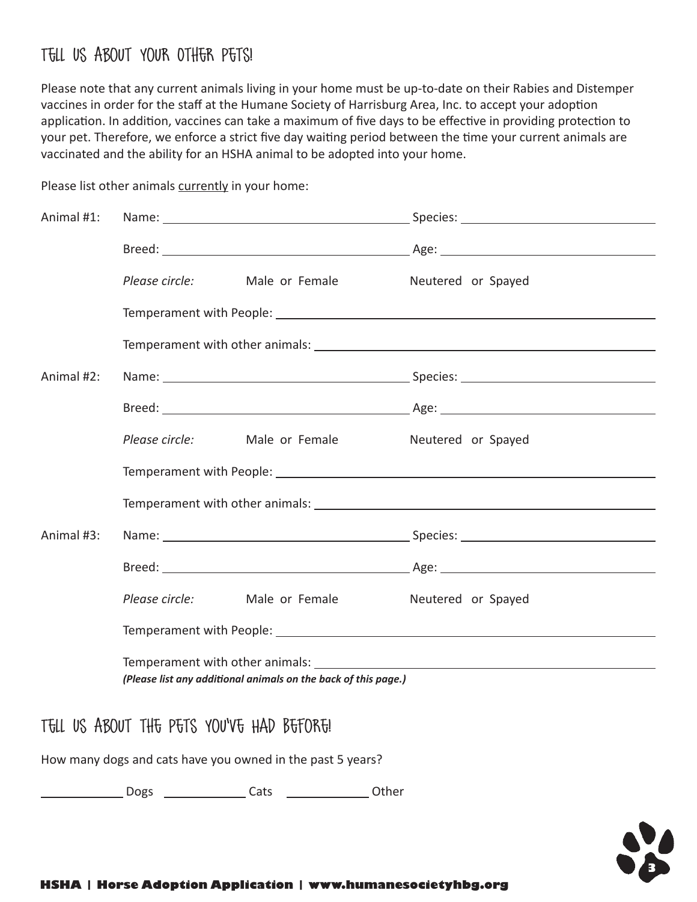## TELL US ABOUT YOUR OTHER PETS!

Please note that any current animals living in your home must be up-to-date on their Rabies and Distemper vaccines in order for the staff at the Humane Society of Harrisburg Area, Inc. to accept your adoption application. In addition, vaccines can take a maximum of five days to be effective in providing protection to your pet. Therefore, we enforce a strict five day waiting period between the time your current animals are vaccinated and the ability for an HSHA animal to be adopted into your home.

Please list other animals currently in your home:

Animal #1: Name: ______________________ Species: ______________________

Breed: ______________________ Age: ______________________

*Please circle:* Male or Female Neutered or Spayed

Temperament with People: ______________________

Temperament with other animals: ______________________

Animal #2: Name: ______________________ Species: ______________________

Breed: ______________________ Age: ______________________

*Please circle:* Male or Female Neutered or Spayed

Temperament with People: ______________________

Temperament with other animals: ______________________

Animal #3: Name: ______________________ Species: ______________________

Breed: ______________________ Age: ______________________

*Please circle:* Male or Female Neutered or Spayed

Temperament with People: ______________________

Temperament with other animals: ______________________

***(Please list any additional animals on the back of this page.)***

## TELL US ABOUT THE PETS YOU'VE HAD BEFORE!

How many dogs and cats have you owned in the past 5 years?

__________ Dogs __________ Cats __________ Other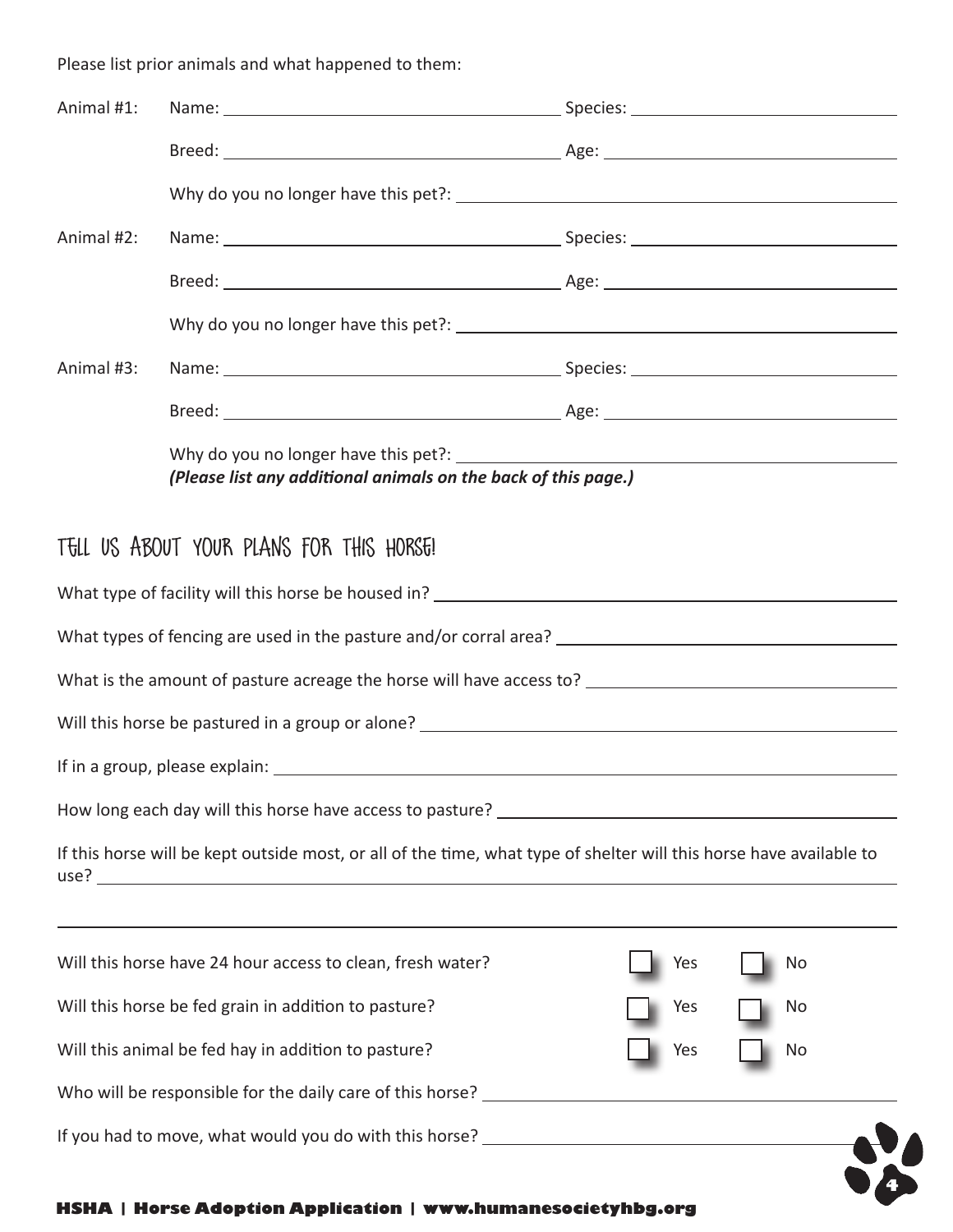Please list prior animals and what happened to them:

Animal #1: Name: ______________________ Species: ______________________

Breed: ______________________ Age: ______________________

Why do you no longer have this pet?: ______________________

Animal #2: Name: ______________________ Species: ______________________

Breed: ______________________ Age: ______________________

Why do you no longer have this pet?: ______________________

Animal #3: Name: ______________________ Species: ______________________

Breed: ______________________ Age: ______________________

Why do you no longer have this pet?: ______________________

***(Please list any additional animals on the back of this page.)***

## TELL US ABOUT YOUR PLANS FOR THIS HORSE!

What type of facility will this horse be housed in? ______________________

What types of fencing are used in the pasture and/or corral area? ______________________

What is the amount of pasture acreage the horse will have access to? ______________________

Will this horse be pastured in a group or alone? ______________________

If in a group, please explain: ______________________

How long each day will this horse have access to pasture? ______________________

If this horse will be kept outside most, or all of the time, what type of shelter will this horse have available to use? ______________________

______________________

Will this horse have 24 hour access to clean, fresh water? ☐ Yes ☐ No

Will this horse be fed grain in addition to pasture? ☐ Yes ☐ No

Will this animal be fed hay in addition to pasture? ☐ Yes ☐ No

Who will be responsible for the daily care of this horse? ______________________

If you had to move, what would you do with this horse? ______________________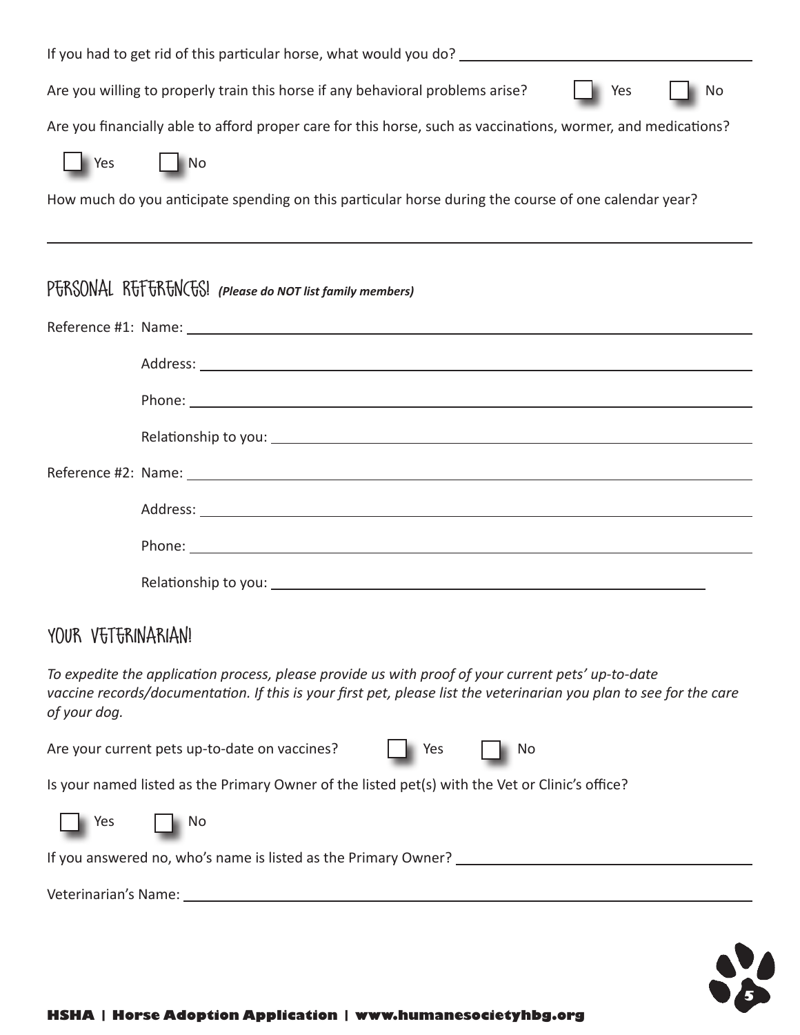If you had to get rid of this particular horse, what would you do? ______________________

Are you willing to properly train this horse if any behavioral problems arise? ☐ Yes ☐ No

Are you financially able to afford proper care for this horse, such as vaccinations, wormer, and medications?

☐ Yes ☐ No

How much do you anticipate spending on this particular horse during the course of one calendar year?

______________________

## PERSONAL REFERENCES! *(Please do NOT list family members)*

Reference #1: Name: ______________________

Address: ______________________

Phone: ______________________

Relationship to you: ______________________

Reference #2: Name: ______________________

Address: ______________________

Phone: ______________________

Relationship to you: ______________________

## YOUR VETERINARIAN!

*To expedite the application process, please provide us with proof of your current pets' up-to-date vaccine records/documentation. If this is your first pet, please list the veterinarian you plan to see for the care of your dog.*

Are your current pets up-to-date on vaccines? ☐ Yes ☐ No

Is your named listed as the Primary Owner of the listed pet(s) with the Vet or Clinic's office?

☐ Yes ☐ No

If you answered no, who's name is listed as the Primary Owner? ______________________

Veterinarian's Name: ______________________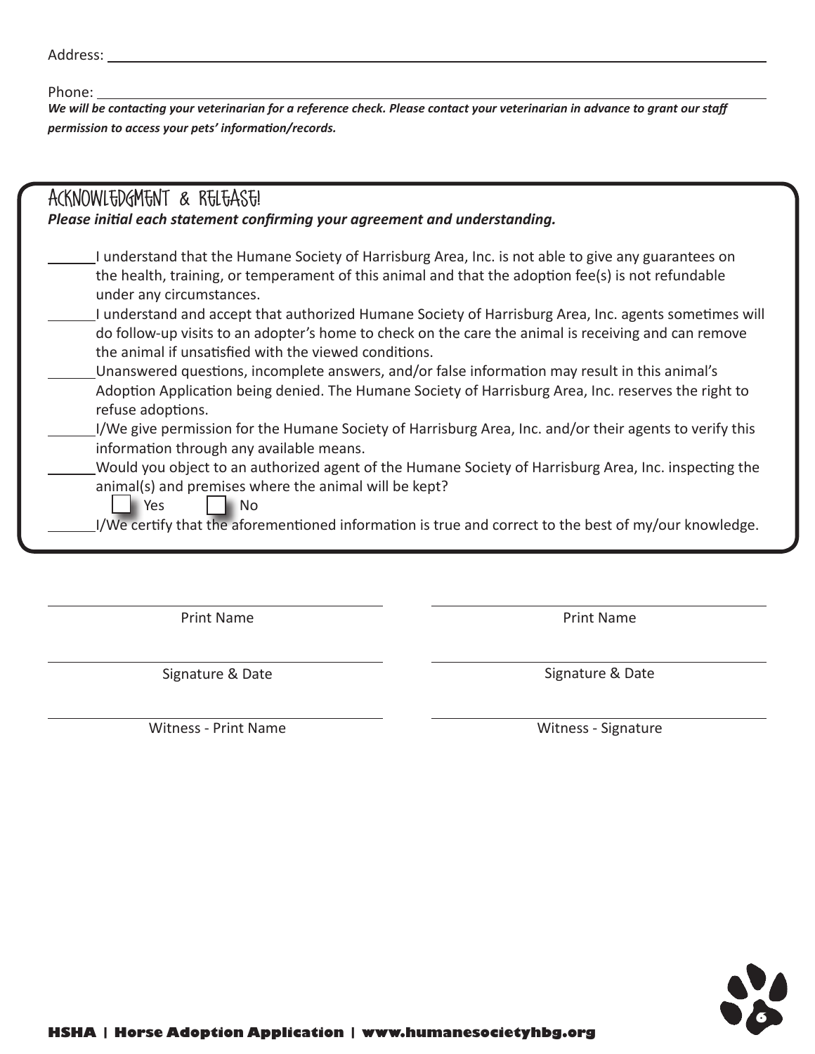Address: ______________________________________________________________________

Phone: ______________________________________________________________________

***We will be contacting your veterinarian for a reference check. Please contact your veterinarian in advance to grant our staff permission to access your pets' information/records.***

## ACKNOWLEDGMENT & RELEASE!

***Please initial each statement confirming your agreement and understanding.***

______ I understand that the Humane Society of Harrisburg Area, Inc. is not able to give any guarantees on the health, training, or temperament of this animal and that the adoption fee(s) is not refundable under any circumstances.

______ I understand and accept that authorized Humane Society of Harrisburg Area, Inc. agents sometimes will do follow-up visits to an adopter's home to check on the care the animal is receiving and can remove the animal if unsatisfied with the viewed conditions.

______ Unanswered questions, incomplete answers, and/or false information may result in this animal's Adoption Application being denied. The Humane Society of Harrisburg Area, Inc. reserves the right to refuse adoptions.

______ I/We give permission for the Humane Society of Harrisburg Area, Inc. and/or their agents to verify this information through any available means.

______ Would you object to an authorized agent of the Humane Society of Harrisburg Area, Inc. inspecting the animal(s) and premises where the animal will be kept?

☐ Yes ☐ No

______ I/We certify that the aforementioned information is true and correct to the best of my/our knowledge.

______________________________ Print Name

______________________________ Print Name

______________________________ Signature & Date

______________________________ Signature & Date

______________________________ Witness - Print Name

______________________________ Witness - Signature